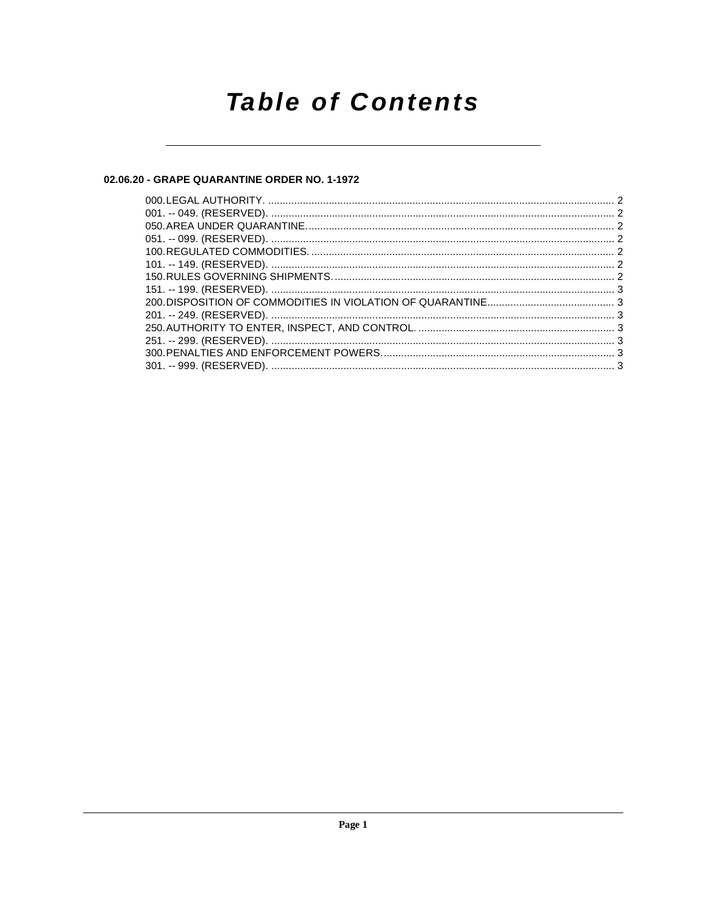# Table of Contents

## 02.06.20 - GRAPE QUARANTINE ORDER NO. 1-1972

000. LEGAL AUTHORITY. ........................................................................................................................ 2
001. -- 049. (RESERVED). ...................................................................................................................... 2
050. AREA UNDER QUARANTINE. ......................................................................................................... 2
051. -- 099. (RESERVED). ...................................................................................................................... 2
100. REGULATED COMMODITIES. ......................................................................................................... 2
101. -- 149. (RESERVED). ...................................................................................................................... 2
150. RULES GOVERNING SHIPMENTS. ................................................................................................. 2
151. -- 199. (RESERVED). ...................................................................................................................... 3
200. DISPOSITION OF COMMODITIES IN VIOLATION OF QUARANTINE. ............................................ 3
201. -- 249. (RESERVED). ...................................................................................................................... 3
250. AUTHORITY TO ENTER, INSPECT, AND CONTROL. ..................................................................... 3
251. -- 299. (RESERVED). ...................................................................................................................... 3
300. PENALTIES AND ENFORCEMENT POWERS. ................................................................................. 3
301. -- 999. (RESERVED). ...................................................................................................................... 3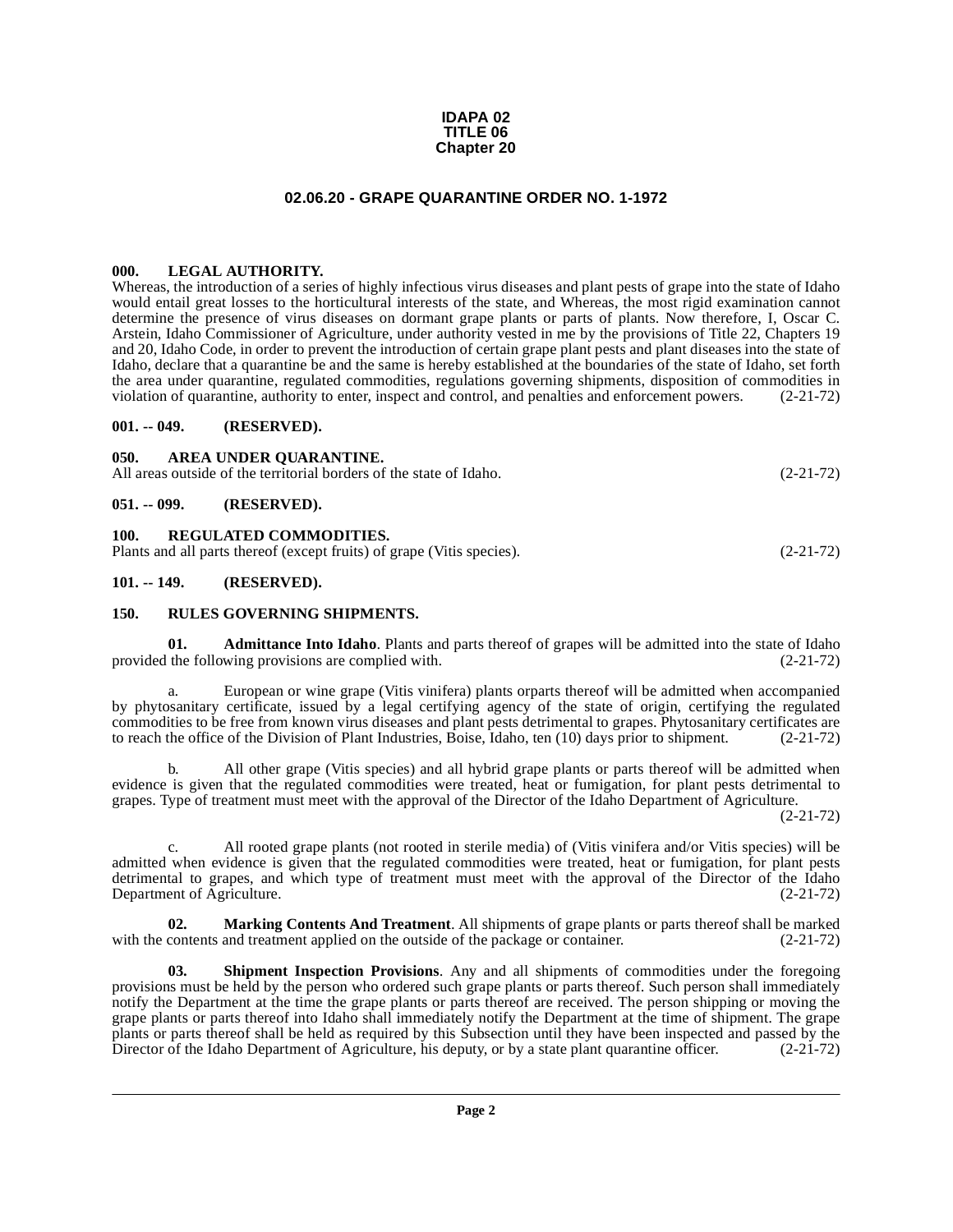**IDAPA 02**
**TITLE 06**
**Chapter 20**

## 02.06.20 - GRAPE QUARANTINE ORDER NO. 1-1972

### 000. LEGAL AUTHORITY.

Whereas, the introduction of a series of highly infectious virus diseases and plant pests of grape into the state of Idaho would entail great losses to the horticultural interests of the state, and Whereas, the most rigid examination cannot determine the presence of virus diseases on dormant grape plants or parts of plants. Now therefore, I, Oscar C. Arstein, Idaho Commissioner of Agriculture, under authority vested in me by the provisions of Title 22, Chapters 19 and 20, Idaho Code, in order to prevent the introduction of certain grape plant pests and plant diseases into the state of Idaho, declare that a quarantine be and the same is hereby established at the boundaries of the state of Idaho, set forth the area under quarantine, regulated commodities, regulations governing shipments, disposition of commodities in violation of quarantine, authority to enter, inspect and control, and penalties and enforcement powers. (2-21-72)

### 001. -- 049. (RESERVED).

### 050. AREA UNDER QUARANTINE.

All areas outside of the territorial borders of the state of Idaho. (2-21-72)

### 051. -- 099. (RESERVED).

### 100. REGULATED COMMODITIES.

Plants and all parts thereof (except fruits) of grape (Vitis species). (2-21-72)

### 101. -- 149. (RESERVED).

### 150. RULES GOVERNING SHIPMENTS.

**01. Admittance Into Idaho**. Plants and parts thereof of grapes will be admitted into the state of Idaho provided the following provisions are complied with. (2-21-72)

a. European or wine grape (Vitis vinifera) plants orparts thereof will be admitted when accompanied by phytosanitary certificate, issued by a legal certifying agency of the state of origin, certifying the regulated commodities to be free from known virus diseases and plant pests detrimental to grapes. Phytosanitary certificates are to reach the office of the Division of Plant Industries, Boise, Idaho, ten (10) days prior to shipment. (2-21-72)

b. All other grape (Vitis species) and all hybrid grape plants or parts thereof will be admitted when evidence is given that the regulated commodities were treated, heat or fumigation, for plant pests detrimental to grapes. Type of treatment must meet with the approval of the Director of the Idaho Department of Agriculture. (2-21-72)

c. All rooted grape plants (not rooted in sterile media) of (Vitis vinifera and/or Vitis species) will be admitted when evidence is given that the regulated commodities were treated, heat or fumigation, for plant pests detrimental to grapes, and which type of treatment must meet with the approval of the Director of the Idaho Department of Agriculture. (2-21-72)

**02. Marking Contents And Treatment**. All shipments of grape plants or parts thereof shall be marked with the contents and treatment applied on the outside of the package or container. (2-21-72)

**03. Shipment Inspection Provisions**. Any and all shipments of commodities under the foregoing provisions must be held by the person who ordered such grape plants or parts thereof. Such person shall immediately notify the Department at the time the grape plants or parts thereof are received. The person shipping or moving the grape plants or parts thereof into Idaho shall immediately notify the Department at the time of shipment. The grape plants or parts thereof shall be held as required by this Subsection until they have been inspected and passed by the Director of the Idaho Department of Agriculture, his deputy, or by a state plant quarantine officer. (2-21-72)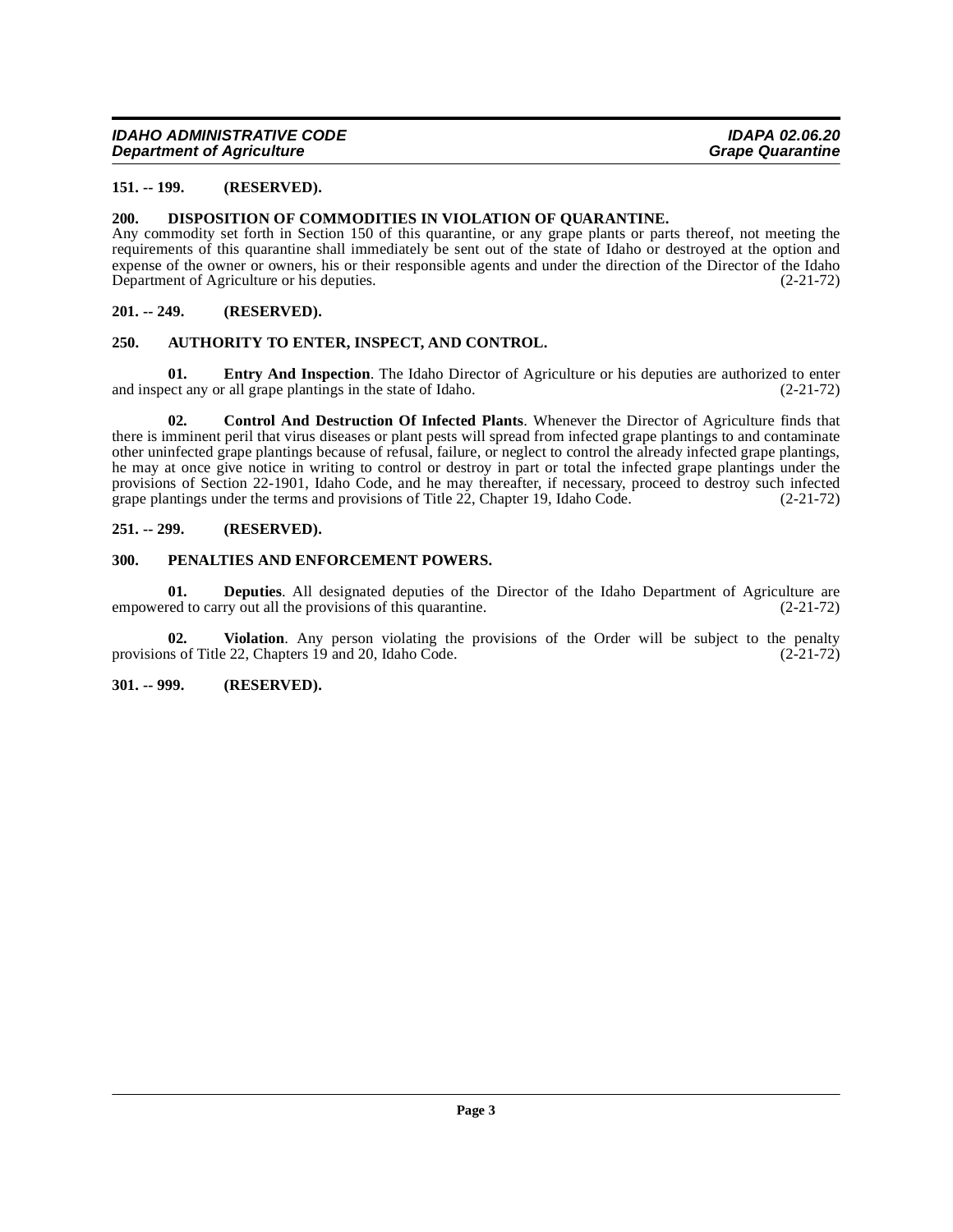**151. -- 199. (RESERVED).**

**200. DISPOSITION OF COMMODITIES IN VIOLATION OF QUARANTINE.**

Any commodity set forth in Section 150 of this quarantine, or any grape plants or parts thereof, not meeting the requirements of this quarantine shall immediately be sent out of the state of Idaho or destroyed at the option and expense of the owner or owners, his or their responsible agents and under the direction of the Director of the Idaho Department of Agriculture or his deputies. (2-21-72)

**201. -- 249. (RESERVED).**

**250. AUTHORITY TO ENTER, INSPECT, AND CONTROL.**

**01. Entry And Inspection**. The Idaho Director of Agriculture or his deputies are authorized to enter and inspect any or all grape plantings in the state of Idaho. (2-21-72)

**02. Control And Destruction Of Infected Plants**. Whenever the Director of Agriculture finds that there is imminent peril that virus diseases or plant pests will spread from infected grape plantings to and contaminate other uninfected grape plantings because of refusal, failure, or neglect to control the already infected grape plantings, he may at once give notice in writing to control or destroy in part or total the infected grape plantings under the provisions of Section 22-1901, Idaho Code, and he may thereafter, if necessary, proceed to destroy such infected grape plantings under the terms and provisions of Title 22, Chapter 19, Idaho Code. (2-21-72)

**251. -- 299. (RESERVED).**

**300. PENALTIES AND ENFORCEMENT POWERS.**

**01. Deputies**. All designated deputies of the Director of the Idaho Department of Agriculture are empowered to carry out all the provisions of this quarantine. (2-21-72)

**02. Violation**. Any person violating the provisions of the Order will be subject to the penalty provisions of Title 22, Chapters 19 and 20, Idaho Code. (2-21-72)

**301. -- 999. (RESERVED).**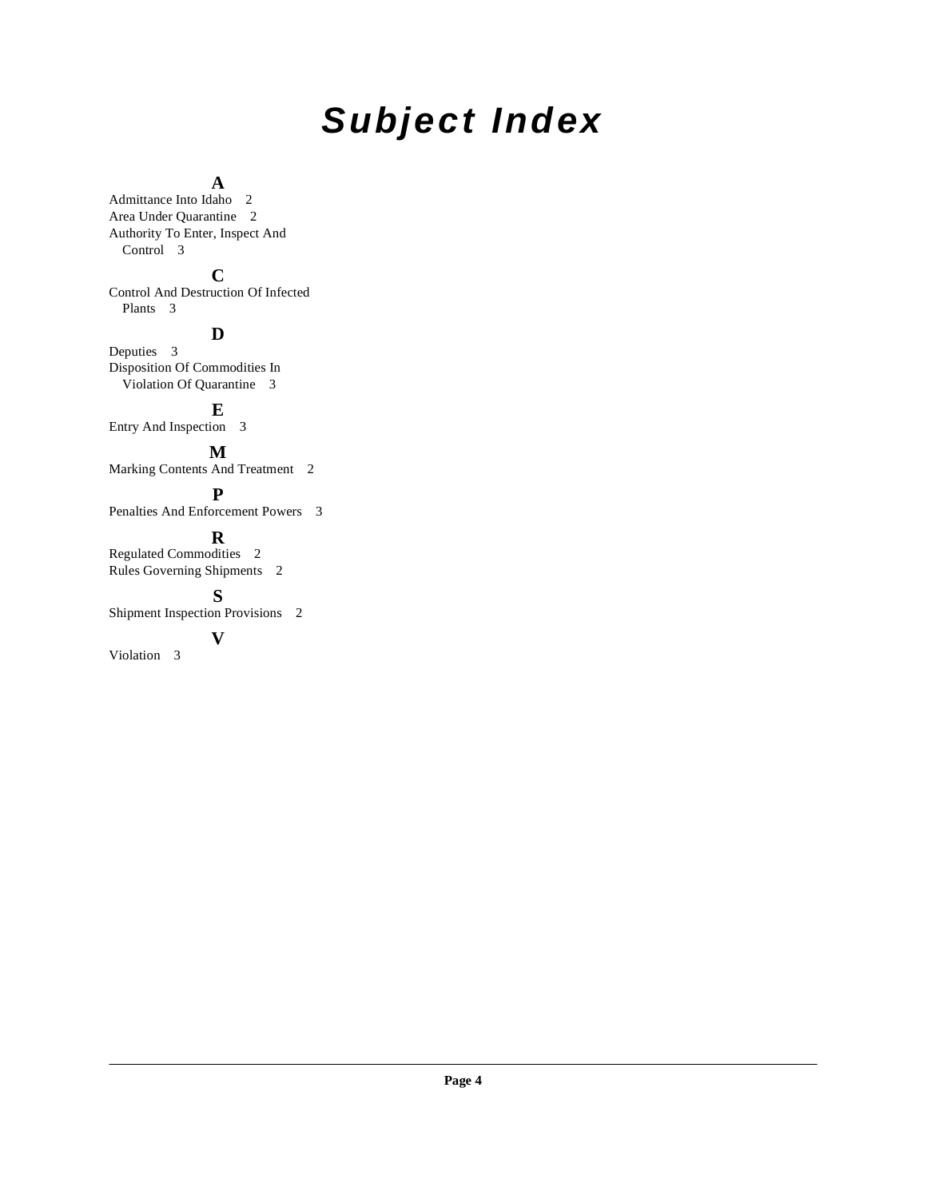# *Subject Index*

**A**

Admittance Into Idaho 2
Area Under Quarantine 2
Authority To Enter, Inspect And Control 3

**C**

Control And Destruction Of Infected Plants 3

**D**

Deputies 3
Disposition Of Commodities In Violation Of Quarantine 3

**E**

Entry And Inspection 3

**M**

Marking Contents And Treatment 2

**P**

Penalties And Enforcement Powers 3

**R**

Regulated Commodities 2
Rules Governing Shipments 2

**S**

Shipment Inspection Provisions 2

**V**

Violation 3